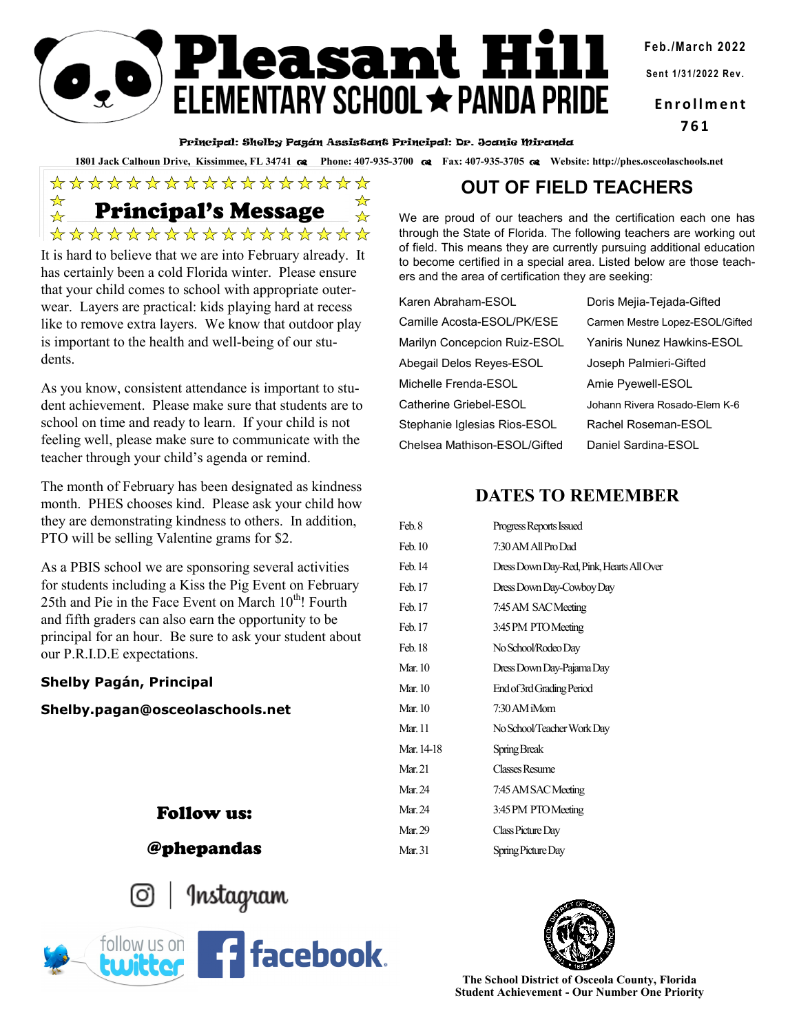# Pleasant Hill ELEMENTARY SCHOOL ★ PANDA PRIDE

**Feb./March 2022**

Sent 1/31/2022 Rev.

**Enrollment 761**

**Principal: Shelby Pagán Assistant Principal: Dr. Joanie Miranda**

1801 Jack Calhoun Drive, Kissimmee, FL 34741 Phone: 407-935-3700 Fax: 407-935-3705 Website: http://phes.osceolaschools.net

## Principal's Message

It is hard to believe that we are into February already. It has certainly been a cold Florida winter. Please ensure that your child comes to school with appropriate outerwear. Layers are practical: kids playing hard at recess like to remove extra layers. We know that outdoor play is important to the health and well-being of our students.

As you know, consistent attendance is important to student achievement. Please make sure that students are to school on time and ready to learn. If your child is not feeling well, please make sure to communicate with the teacher through your child's agenda or remind.

The month of February has been designated as kindness month. PHES chooses kind. Please ask your child how they are demonstrating kindness to others. In addition, PTO will be selling Valentine grams for $2.

As a PBIS school we are sponsoring several activities for students including a Kiss the Pig Event on February 25th and Pie in the Face Event on March 10th! Fourth and fifth graders can also earn the opportunity to be principal for an hour. Be sure to ask your student about our P.R.I.D.E expectations.

**Shelby Pagán, Principal**

**Shelby.pagan@osceolaschools.net**

**Follow us:**

**@phepandas**

Instagram

follow us on twitter

facebook

## OUT OF FIELD TEACHERS

We are proud of our teachers and the certification each one has through the State of Florida. The following teachers are working out of field. This means they are currently pursuing additional education to become certified in a special area. Listed below are those teachers and the area of certification they are seeking:

| | |
|---|---|
| Karen Abraham-ESOL | Doris Mejia-Tejada-Gifted |
| Camille Acosta-ESOL/PK/ESE | Carmen Mestre Lopez-ESOL/Gifted |
| Marilyn Concepcion Ruiz-ESOL | Yaniris Nunez Hawkins-ESOL |
| Abegail Delos Reyes-ESOL | Joseph Palmieri-Gifted |
| Michelle Frenda-ESOL | Amie Pyewell-ESOL |
| Catherine Griebel-ESOL | Johann Rivera Rosado-Elem K-6 |
| Stephanie Iglesias Rios-ESOL | Rachel Roseman-ESOL |
| Chelsea Mathison-ESOL/Gifted | Daniel Sardina-ESOL |

## DATES TO REMEMBER

| | |
|---|---|
| Feb. 8 | Progress Reports Issued |
| Feb. 10 | 7:30 AM All Pro Dad |
| Feb. 14 | Dress Down Day-Red, Pink, Hearts All Over |
| Feb. 17 | Dress Down Day-Cowboy Day |
| Feb. 17 | 7:45 AM SAC Meeting |
| Feb. 17 | 3:45 PM PTO Meeting |
| Feb. 18 | No School/Rodeo Day |
| Mar. 10 | Dress Down Day-Pajama Day |
| Mar. 10 | End of 3rd Grading Period |
| Mar. 10 | 7:30 AM iMom |
| Mar. 11 | No School/Teacher Work Day |
| Mar. 14-18 | Spring Break |
| Mar. 21 | Classes Resume |
| Mar. 24 | 7:45 AM SAC Meeting |
| Mar. 24 | 3:45 PM PTO Meeting |
| Mar. 29 | Class Picture Day |
| Mar. 31 | Spring Picture Day |

**The School District of Osceola County, Florida**
**Student Achievement - Our Number One Priority**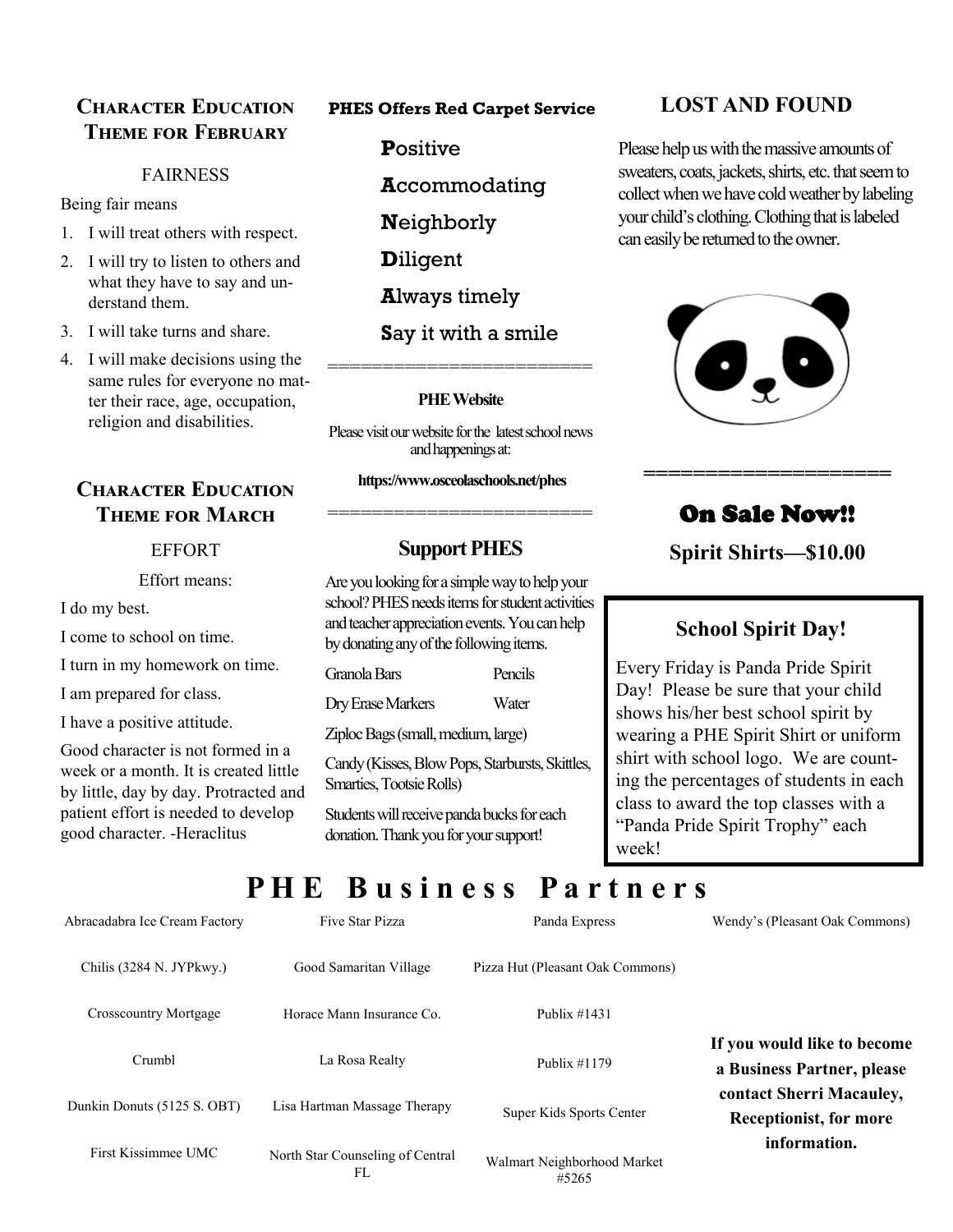## Character Education Theme for February

FAIRNESS

Being fair means

1. I will treat others with respect.
2. I will try to listen to others and what they have to say and understand them.
3. I will take turns and share.
4. I will make decisions using the same rules for everyone no matter their race, age, occupation, religion and disabilities.

## Character Education Theme for March

EFFORT

Effort means:

I do my best.

I come to school on time.

I turn in my homework on time.

I am prepared for class.

I have a positive attitude.

Good character is not formed in a week or a month. It is created little by little, day by day. Protracted and patient effort is needed to develop good character. -Heraclitus

## PHES Offers Red Carpet Service

**P**ositive

**A**ccommodating

**N**eighborly

**D**iligent

**A**lways timely

**S**ay it with a smile

========================

### PHE Website

Please visit our website for the latest school news and happenings at:

**https://www.osceolaschools.net/phes**

========================

## Support PHES

Are you looking for a simple way to help your school? PHES needs items for student activities and teacher appreciation events. You can help by donating any of the following items.

| | |
|---|---|
| Granola Bars | Pencils |
| Dry Erase Markers | Water |

Ziploc Bags (small, medium, large)

Candy (Kisses, Blow Pops, Starbursts, Skittles, Smarties, Tootsie Rolls)

Students will receive panda bucks for each donation. Thank you for your support!

## LOST AND FOUND

Please help us with the massive amounts of sweaters, coats, jackets, shirts, etc. that seem to collect when we have cold weather by labeling your child's clothing. Clothing that is labeled can easily be returned to the owner.

===================

## On Sale Now!!

**Spirit Shirts—$10.00**

### School Spirit Day!

Every Friday is Panda Pride Spirit Day! Please be sure that your child shows his/her best school spirit by wearing a PHE Spirit Shirt or uniform shirt with school logo. We are counting the percentages of students in each class to award the top classes with a "Panda Pride Spirit Trophy" each week!

# PHE Business Partners

| | | | |
|---|---|---|---|
| Abracadabra Ice Cream Factory | Five Star Pizza | Panda Express | Wendy's (Pleasant Oak Commons) |
| Chilis (3284 N. JYPkwy.) | Good Samaritan Village | Pizza Hut (Pleasant Oak Commons) | |
| Crosscountry Mortgage | Horace Mann Insurance Co. | Publix #1431 | |
| Crumbl | La Rosa Realty | Publix #1179 | |
| Dunkin Donuts (5125 S. OBT) | Lisa Hartman Massage Therapy | Super Kids Sports Center | |
| First Kissimmee UMC | North Star Counseling of Central FL | Walmart Neighborhood Market #5265 | |

**If you would like to become a Business Partner, please contact Sherri Macauley, Receptionist, for more information.**